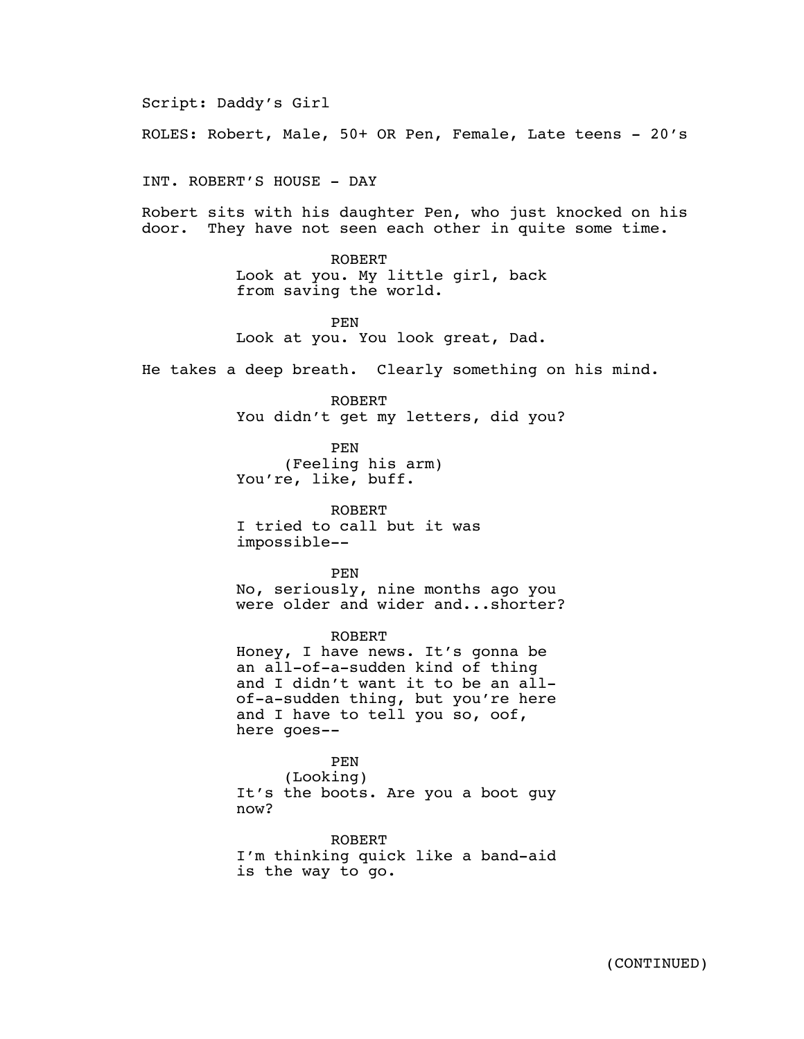Script: Daddy's Girl

ROLES: Robert, Male, 50+ OR Pen, Female, Late teens - 20's

INT. ROBERT'S HOUSE - DAY

Robert sits with his daughter Pen, who just knocked on his door. They have not seen each other in quite some time.

ROBERT
Look at you. My little girl, back from saving the world.

PEN
Look at you. You look great, Dad.

He takes a deep breath. Clearly something on his mind.

ROBERT
You didn't get my letters, did you?

PEN
(Feeling his arm)
You're, like, buff.

ROBERT
I tried to call but it was impossible--

PEN
No, seriously, nine months ago you were older and wider and...shorter?

ROBERT
Honey, I have news. It's gonna be an all-of-a-sudden kind of thing and I didn't want it to be an all-of-a-sudden thing, but you're here and I have to tell you so, oof, here goes--

PEN
(Looking)
It's the boots. Are you a boot guy now?

ROBERT
I'm thinking quick like a band-aid is the way to go.

(CONTINUED)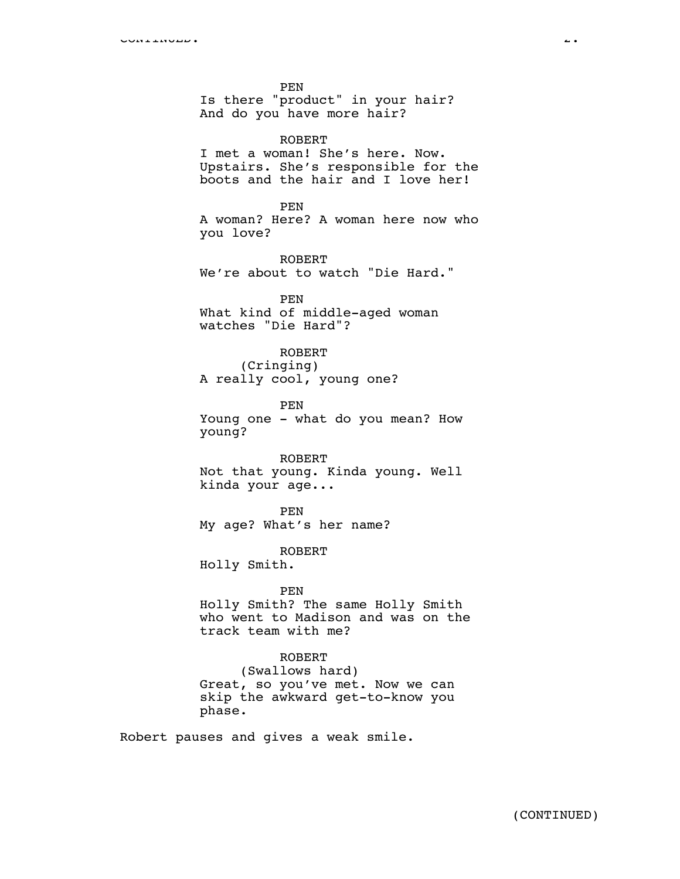PEN
Is there "product" in your hair? And do you have more hair?

ROBERT
I met a woman! She's here. Now. Upstairs. She's responsible for the boots and the hair and I love her!

PEN
A woman? Here? A woman here now who you love?

ROBERT
We're about to watch "Die Hard."

PEN
What kind of middle-aged woman watches "Die Hard"?

ROBERT
(Cringing)
A really cool, young one?

PEN
Young one - what do you mean? How young?

ROBERT
Not that young. Kinda young. Well kinda your age...

PEN
My age? What's her name?

ROBERT
Holly Smith.

PEN
Holly Smith? The same Holly Smith who went to Madison and was on the track team with me?

ROBERT
(Swallows hard)
Great, so you've met. Now we can skip the awkward get-to-know you phase.

Robert pauses and gives a weak smile.

(CONTINUED)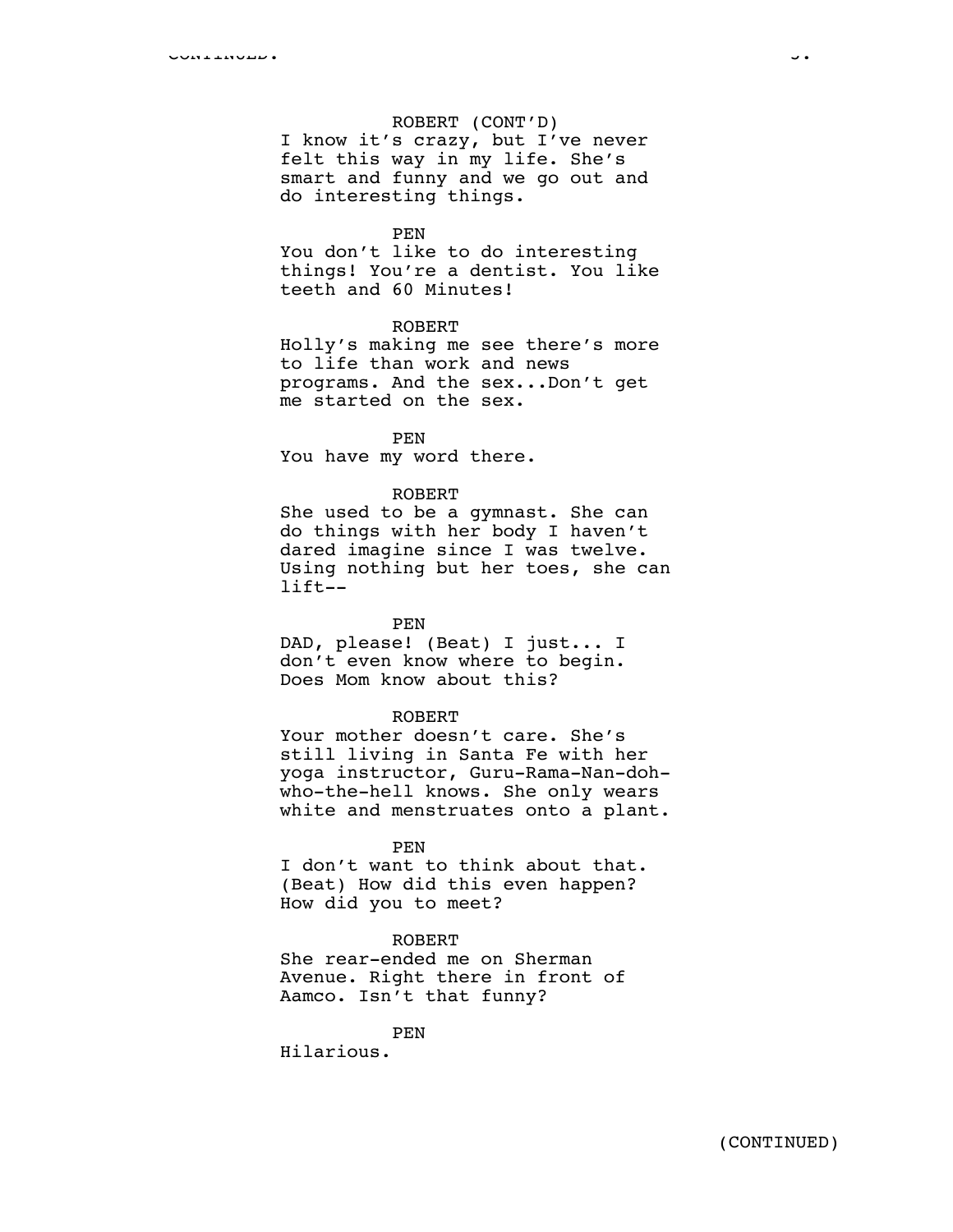ROBERT (CONT'D)
I know it's crazy, but I've never felt this way in my life. She's smart and funny and we go out and do interesting things.

PEN
You don't like to do interesting things! You're a dentist. You like teeth and 60 Minutes!

ROBERT
Holly's making me see there's more to life than work and news programs. And the sex...Don't get me started on the sex.

PEN
You have my word there.

ROBERT
She used to be a gymnast. She can do things with her body I haven't dared imagine since I was twelve. Using nothing but her toes, she can lift--

PEN
DAD, please! (Beat) I just... I don't even know where to begin. Does Mom know about this?

ROBERT
Your mother doesn't care. She's still living in Santa Fe with her yoga instructor, Guru-Rama-Nan-doh-who-the-hell knows. She only wears white and menstruates onto a plant.

PEN
I don't want to think about that. (Beat) How did this even happen? How did you to meet?

ROBERT
She rear-ended me on Sherman Avenue. Right there in front of Aamco. Isn't that funny?

PEN
Hilarious.

(CONTINUED)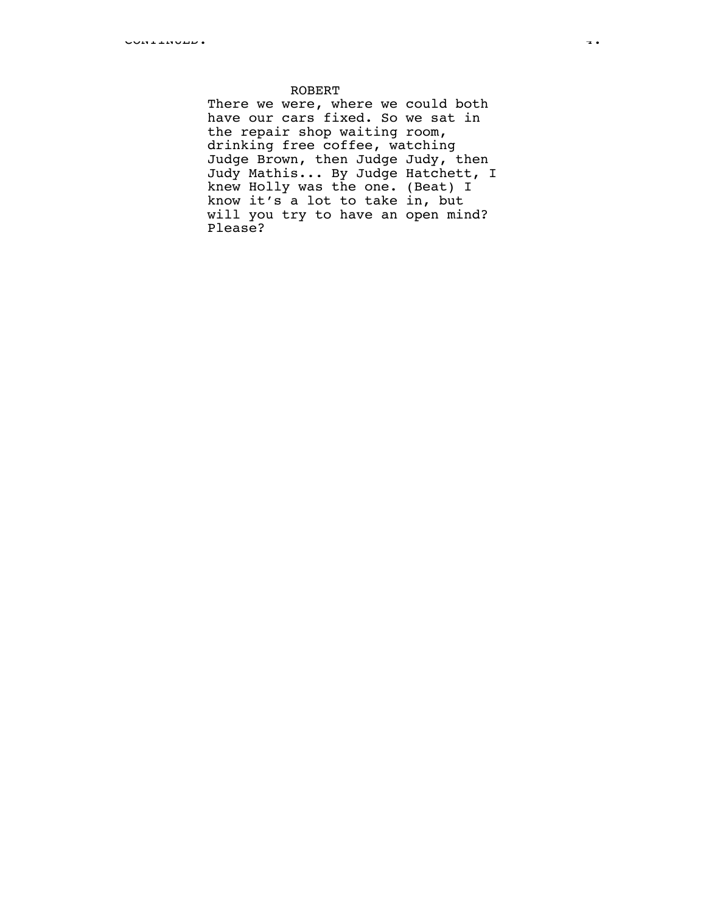ROBERT

There we were, where we could both have our cars fixed. So we sat in the repair shop waiting room, drinking free coffee, watching Judge Brown, then Judge Judy, then Judy Mathis... By Judge Hatchett, I knew Holly was the one. (Beat) I know it's a lot to take in, but will you try to have an open mind? Please?